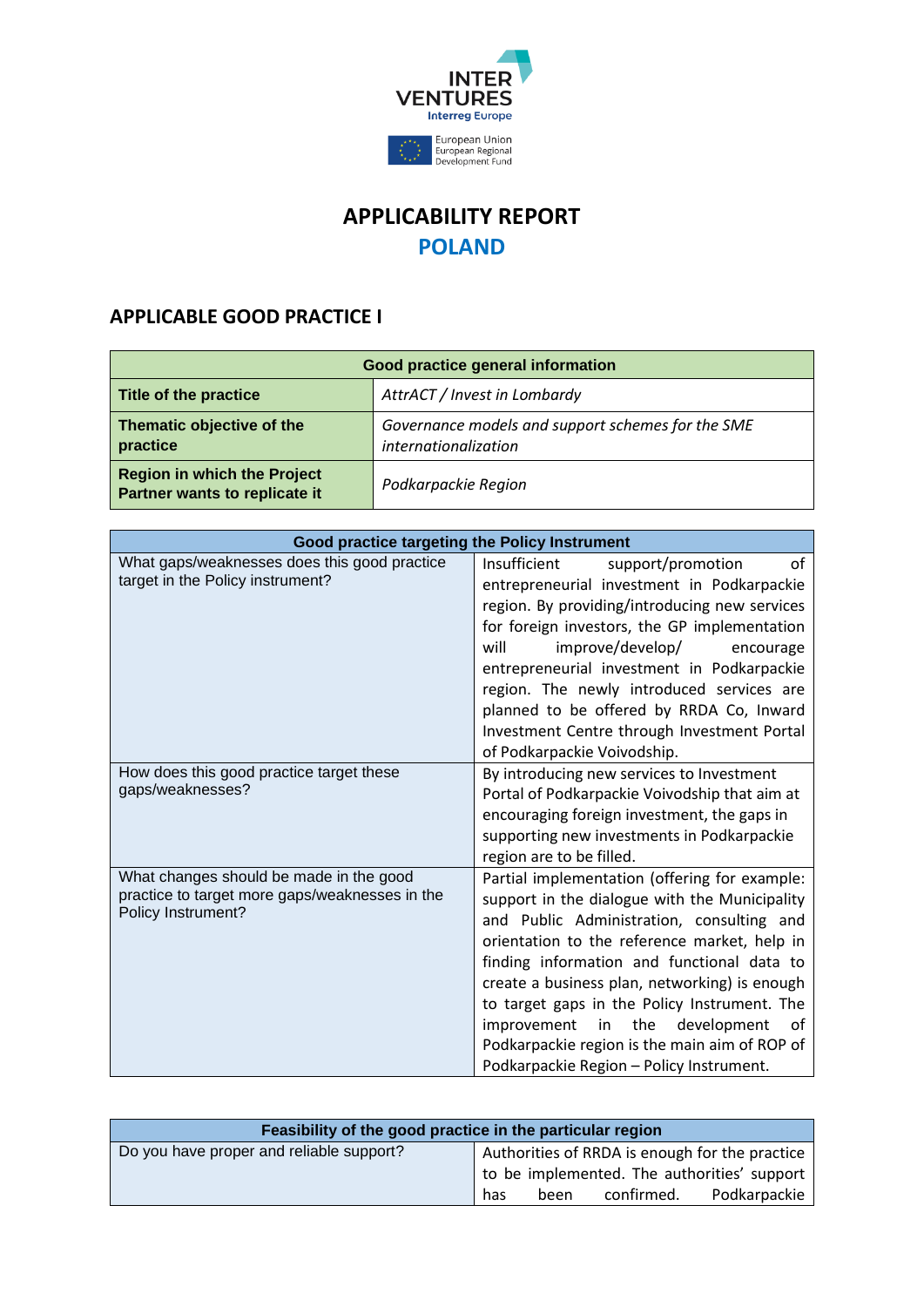# APPLICABILITY REPORT
# POLAND

## APPLICABLE GOOD PRACTICE I

| Good practice general information | |
|---|---|
| **Title of the practice** | *AttrACT / Invest in Lombardy* |
| **Thematic objective of the practice** | *Governance models and support schemes for the SME internationalization* |
| **Region in which the Project Partner wants to replicate it** | *Podkarpackie Region* |

| Good practice targeting the Policy Instrument | |
|---|---|
| What gaps/weaknesses does this good practice target in the Policy instrument? | Insufficient support/promotion of entrepreneurial investment in Podkarpackie region. By providing/introducing new services for foreign investors, the GP implementation will improve/develop/ encourage entrepreneurial investment in Podkarpackie region. The newly introduced services are planned to be offered by RRDA Co, Inward Investment Centre through Investment Portal of Podkarpackie Voivodship. |
| How does this good practice target these gaps/weaknesses? | By introducing new services to Investment Portal of Podkarpackie Voivodship that aim at encouraging foreign investment, the gaps in supporting new investments in Podkarpackie region are to be filled. |
| What changes should be made in the good practice to target more gaps/weaknesses in the Policy Instrument? | Partial implementation (offering for example: support in the dialogue with the Municipality and Public Administration, consulting and orientation to the reference market, help in finding information and functional data to create a business plan, networking) is enough to target gaps in the Policy Instrument. The improvement in the development of Podkarpackie region is the main aim of ROP of Podkarpackie Region – Policy Instrument. |

| Feasibility of the good practice in the particular region | |
|---|---|
| Do you have proper and reliable support? | Authorities of RRDA is enough for the practice to be implemented. The authorities' support has been confirmed. Podkarpackie |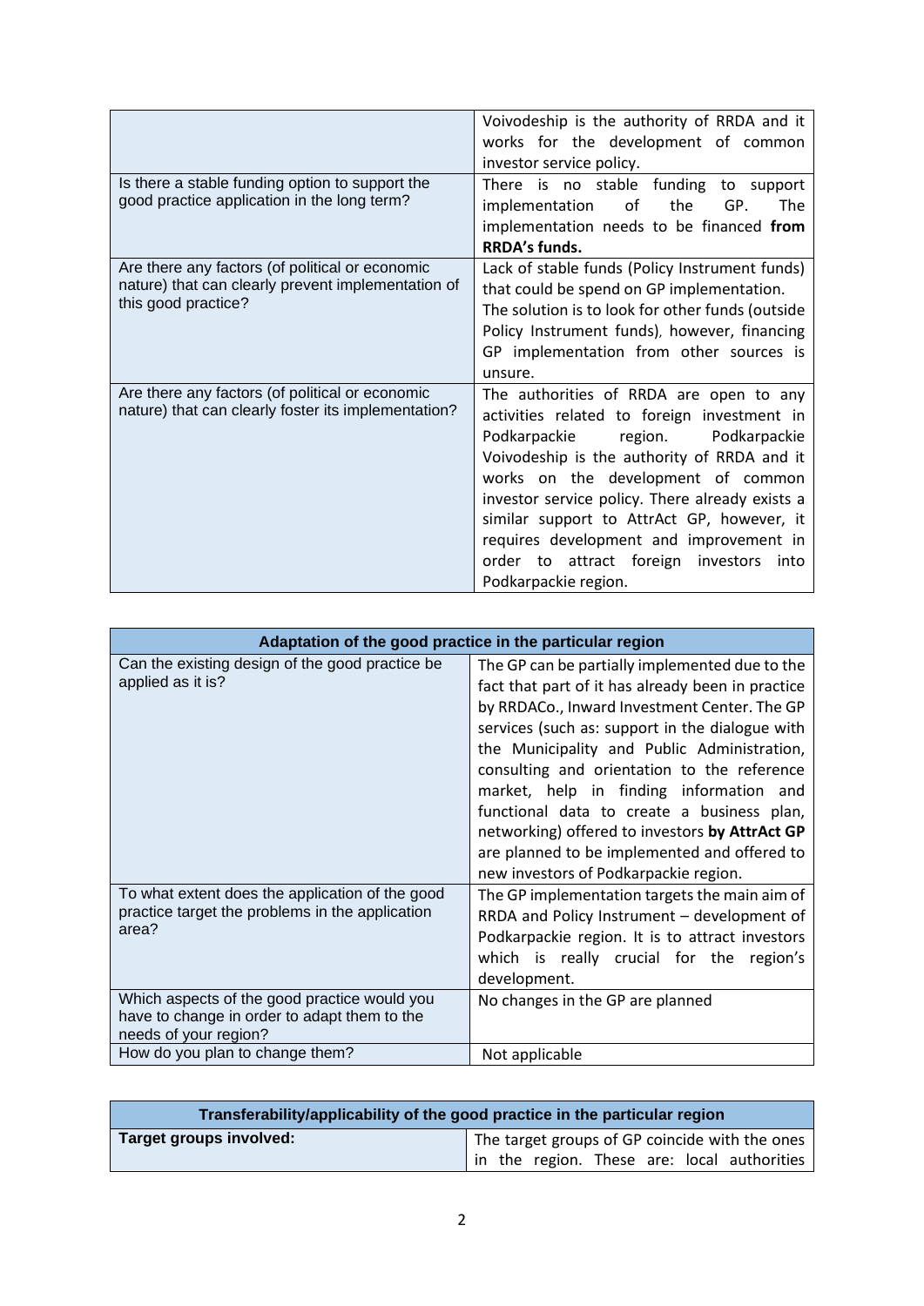| | |
|---|---|
| | Voivodeship is the authority of RRDA and it works for the development of common investor service policy. |
| Is there a stable funding option to support the good practice application in the long term? | There is no stable funding to support implementation of the GP. The implementation needs to be financed **from RRDA's funds.** |
| Are there any factors (of political or economic nature) that can clearly prevent implementation of this good practice? | Lack of stable funds (Policy Instrument funds) that could be spend on GP implementation. The solution is to look for other funds (outside Policy Instrument funds), however, financing GP implementation from other sources is unsure. |
| Are there any factors (of political or economic nature) that can clearly foster its implementation? | The authorities of RRDA are open to any activities related to foreign investment in Podkarpackie region. Podkarpackie Voivodeship is the authority of RRDA and it works on the development of common investor service policy. There already exists a similar support to AttrAct GP, however, it requires development and improvement in order to attract foreign investors into Podkarpackie region. |

| **Adaptation of the good practice in the particular region** | |
|---|---|
| Can the existing design of the good practice be applied as it is? | The GP can be partially implemented due to the fact that part of it has already been in practice by RRDACo., Inward Investment Center. The GP services (such as: support in the dialogue with the Municipality and Public Administration, consulting and orientation to the reference market, help in finding information and functional data to create a business plan, networking) offered to investors **by AttrAct GP** are planned to be implemented and offered to new investors of Podkarpackie region. |
| To what extent does the application of the good practice target the problems in the application area? | The GP implementation targets the main aim of RRDA and Policy Instrument – development of Podkarpackie region. It is to attract investors which is really crucial for the region's development. |
| Which aspects of the good practice would you have to change in order to adapt them to the needs of your region? | No changes in the GP are planned |
| How do you plan to change them? | Not applicable |

| **Transferability/applicability of the good practice in the particular region** | |
|---|---|
| **Target groups involved:** | The target groups of GP coincide with the ones in the region. These are: local authorities |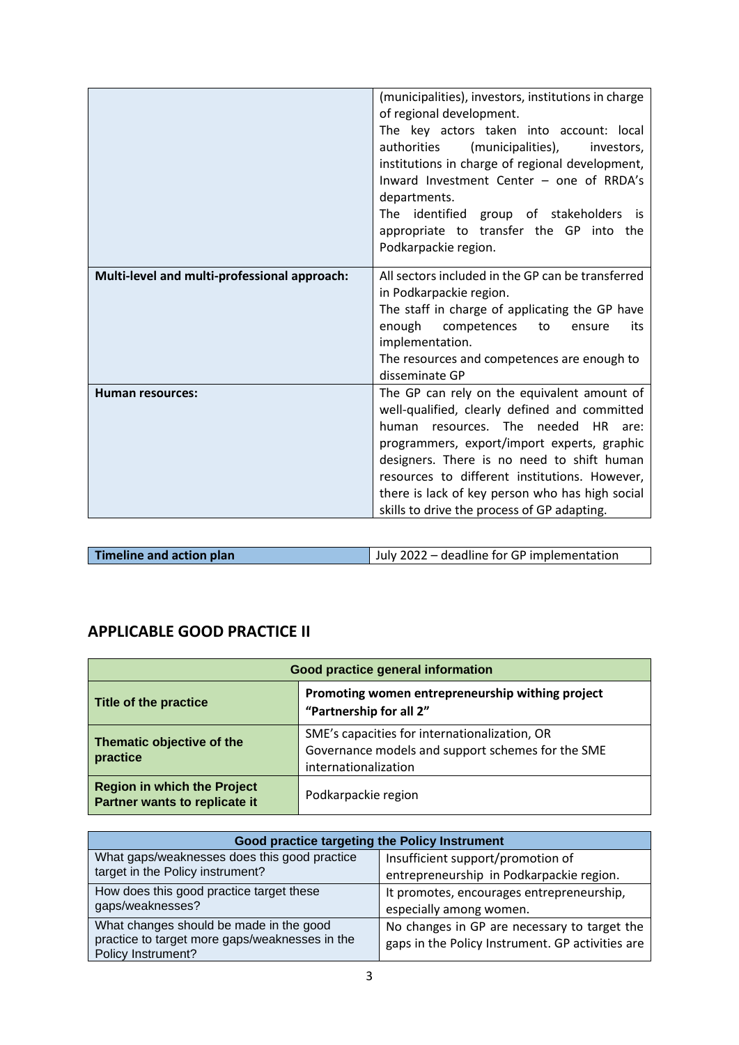| | |
|---|---|
| | (municipalities), investors, institutions in charge of regional development. The key actors taken into account: local authorities (municipalities), investors, institutions in charge of regional development, Inward Investment Center – one of RRDA's departments. The identified group of stakeholders is appropriate to transfer the GP into the Podkarpackie region. |
| **Multi-level and multi-professional approach:** | All sectors included in the GP can be transferred in Podkarpackie region. The staff in charge of applying the GP have enough competences to ensure its implementation. The resources and competences are enough to disseminate GP |
| **Human resources:** | The GP can rely on the equivalent amount of well-qualified, clearly defined and committed human resources. The needed HR are: programmers, export/import experts, graphic designers. There is no need to shift human resources to different institutions. However, there is lack of key person who has high social skills to drive the process of GP adapting. |

| **Timeline and action plan** | July 2022 – deadline for GP implementation |
|---|---|

## APPLICABLE GOOD PRACTICE II

| **Good practice general information** | |
|---|---|
| **Title of the practice** | **Promoting women entrepreneurship withing project "Partnership for all 2"** |
| **Thematic objective of the practice** | SME's capacities for internationalization, OR Governance models and support schemes for the SME internationalization |
| **Region in which the Project Partner wants to replicate it** | Podkarpackie region |

| **Good practice targeting the Policy Instrument** | |
|---|---|
| What gaps/weaknesses does this good practice target in the Policy instrument? | Insufficient support/promotion of entrepreneurship in Podkarpackie region. |
| How does this good practice target these gaps/weaknesses? | It promotes, encourages entrepreneurship, especially among women. |
| What changes should be made in the good practice to target more gaps/weaknesses in the Policy Instrument? | No changes in GP are necessary to target the gaps in the Policy Instrument. GP activities are |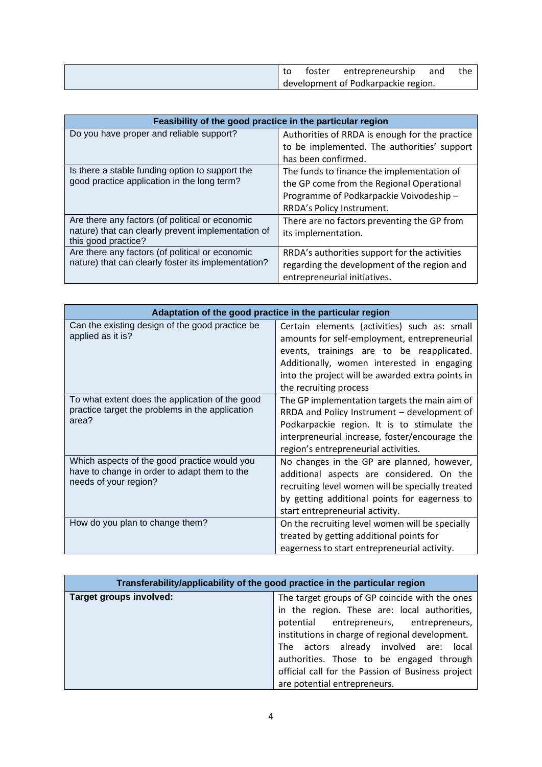| | |
|---|---|
| | to foster entrepreneurship and the development of Podkarpackie region. |

| Feasibility of the good practice in the particular region | |
|---|---|
| Do you have proper and reliable support? | Authorities of RRDA is enough for the practice to be implemented. The authorities' support has been confirmed. |
| Is there a stable funding option to support the good practice application in the long term? | The funds to finance the implementation of the GP come from the Regional Operational Programme of Podkarpackie Voivodeship – RRDA's Policy Instrument. |
| Are there any factors (of political or economic nature) that can clearly prevent implementation of this good practice? | There are no factors preventing the GP from its implementation. |
| Are there any factors (of political or economic nature) that can clearly foster its implementation? | RRDA's authorities support for the activities regarding the development of the region and entrepreneurial initiatives. |

| Adaptation of the good practice in the particular region | |
|---|---|
| Can the existing design of the good practice be applied as it is? | Certain elements (activities) such as: small amounts for self-employment, entrepreneurial events, trainings are to be reapplicated. Additionally, women interested in engaging into the project will be awarded extra points in the recruiting process |
| To what extent does the application of the good practice target the problems in the application area? | The GP implementation targets the main aim of RRDA and Policy Instrument – development of Podkarpackie region. It is to stimulate the interpreneurial increase, foster/encourage the region's entrepreneurial activities. |
| Which aspects of the good practice would you have to change in order to adapt them to the needs of your region? | No changes in the GP are planned, however, additional aspects are considered. On the recruiting level women will be specially treated by getting additional points for eagerness to start entrepreneurial activity. |
| How do you plan to change them? | On the recruiting level women will be specially treated by getting additional points for eagerness to start entrepreneurial activity. |

| Transferability/applicability of the good practice in the particular region | |
|---|---|
| **Target groups involved:** | The target groups of GP coincide with the ones in the region. These are: local authorities, potential entrepreneurs, entrepreneurs, institutions in charge of regional development. The actors already involved are: local authorities. Those to be engaged through official call for the Passion of Business project are potential entrepreneurs. |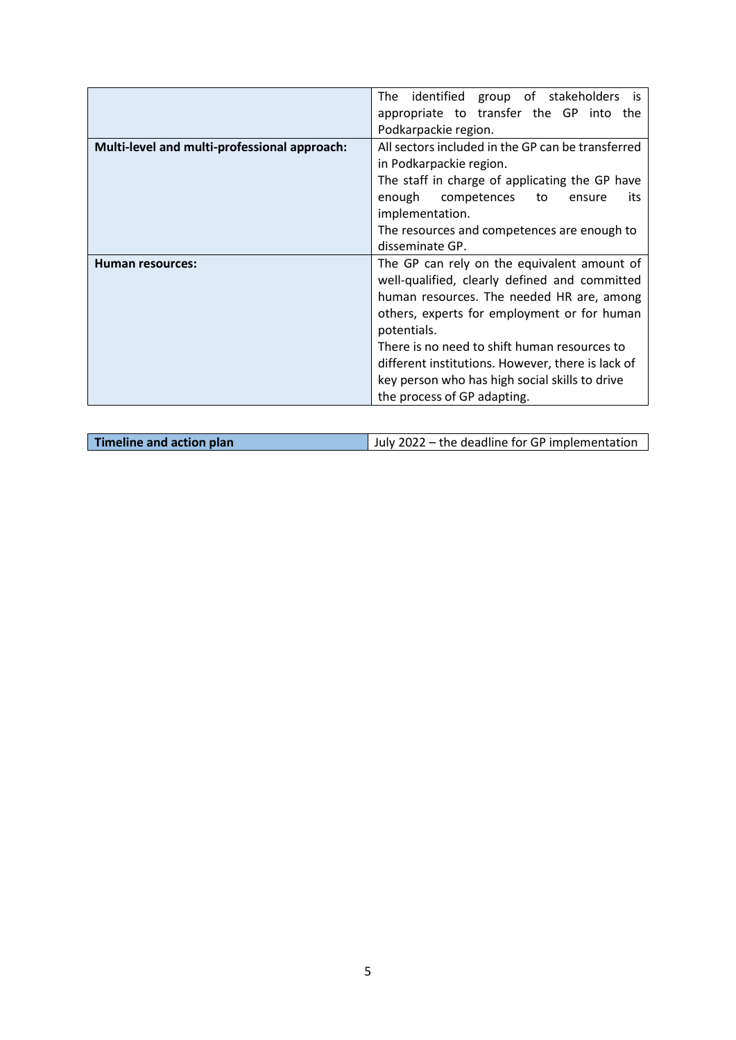| | |
|---|---|
| | The identified group of stakeholders is appropriate to transfer the GP into the Podkarpackie region. |
| **Multi-level and multi-professional approach:** | All sectors included in the GP can be transferred in Podkarpackie region. The staff in charge of applying the GP have enough competences to ensure its implementation. The resources and competences are enough to disseminate GP. |
| **Human resources:** | The GP can rely on the equivalent amount of well-qualified, clearly defined and committed human resources. The needed HR are, among others, experts for employment or for human potentials. There is no need to shift human resources to different institutions. However, there is lack of key person who has high social skills to drive the process of GP adapting. |

| | |
|---|---|
| **Timeline and action plan** | July 2022 – the deadline for GP implementation |